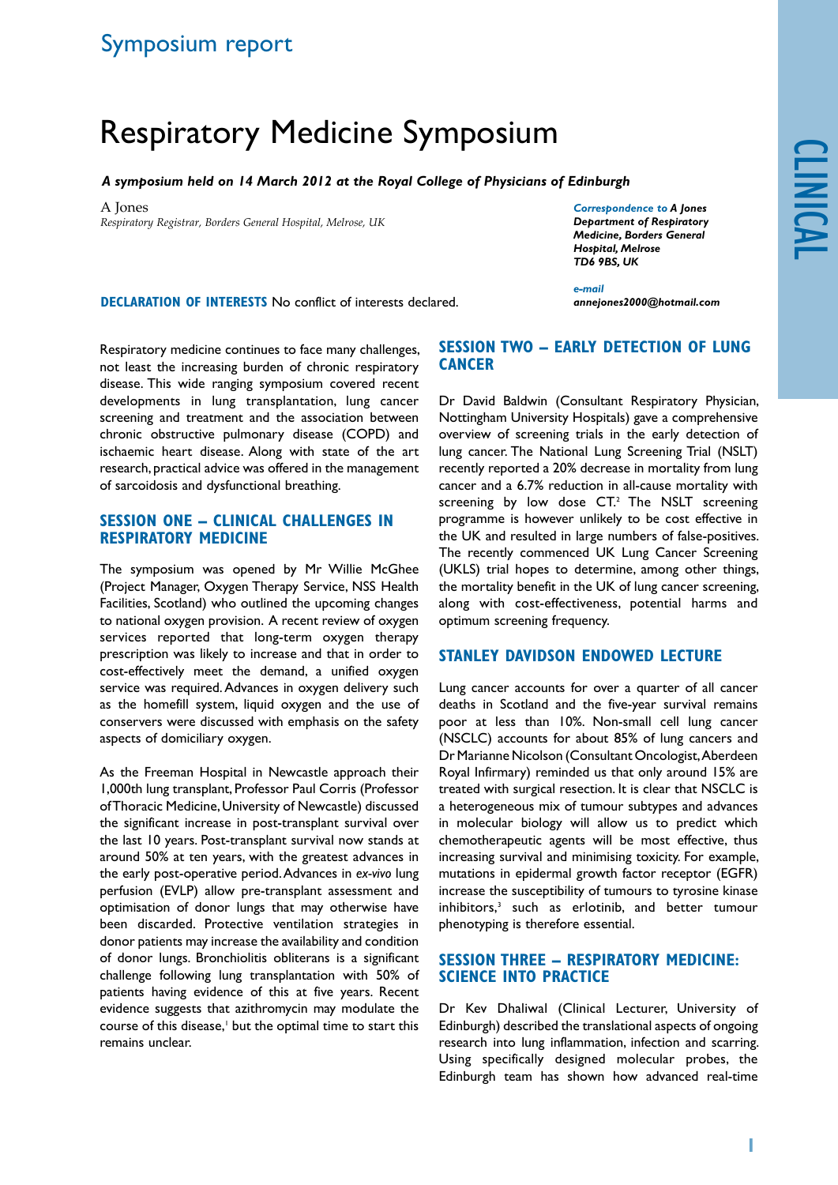Symposium report

# Respiratory Medicine Symposium

***A symposium held on 14 March 2012 at the Royal College of Physicians of Edinburgh***

A Jones

*Respiratory Registrar, Borders General Hospital, Melrose, UK*

***Correspondence to** A Jones*
***Department of Respiratory Medicine, Borders General Hospital, Melrose TD6 9BS, UK***

***e-mail***
***annejones2000@hotmail.com***

**DECLARATION OF INTERESTS** No conflict of interests declared.

Respiratory medicine continues to face many challenges, not least the increasing burden of chronic respiratory disease. This wide ranging symposium covered recent developments in lung transplantation, lung cancer screening and treatment and the association between chronic obstructive pulmonary disease (COPD) and ischaemic heart disease. Along with state of the art research, practical advice was offered in the management of sarcoidosis and dysfunctional breathing.

## SESSION ONE – CLINICAL CHALLENGES IN RESPIRATORY MEDICINE

The symposium was opened by Mr Willie McGhee (Project Manager, Oxygen Therapy Service, NSS Health Facilities, Scotland) who outlined the upcoming changes to national oxygen provision. A recent review of oxygen services reported that long-term oxygen therapy prescription was likely to increase and that in order to cost-effectively meet the demand, a unified oxygen service was required. Advances in oxygen delivery such as the homefill system, liquid oxygen and the use of conservers were discussed with emphasis on the safety aspects of domiciliary oxygen.

As the Freeman Hospital in Newcastle approach their 1,000th lung transplant, Professor Paul Corris (Professor of Thoracic Medicine, University of Newcastle) discussed the significant increase in post-transplant survival over the last 10 years. Post-transplant survival now stands at around 50% at ten years, with the greatest advances in the early post-operative period. Advances in *ex-vivo* lung perfusion (EVLP) allow pre-transplant assessment and optimisation of donor lungs that may otherwise have been discarded. Protective ventilation strategies in donor patients may increase the availability and condition of donor lungs. Bronchiolitis obliterans is a significant challenge following lung transplantation with 50% of patients having evidence of this at five years. Recent evidence suggests that azithromycin may modulate the course of this disease,[1] but the optimal time to start this remains unclear.

## SESSION TWO – EARLY DETECTION OF LUNG CANCER

Dr David Baldwin (Consultant Respiratory Physician, Nottingham University Hospitals) gave a comprehensive overview of screening trials in the early detection of lung cancer. The National Lung Screening Trial (NSLT) recently reported a 20% decrease in mortality from lung cancer and a 6.7% reduction in all-cause mortality with screening by low dose CT.[2] The NSLT screening programme is however unlikely to be cost effective in the UK and resulted in large numbers of false-positives. The recently commenced UK Lung Cancer Screening (UKLS) trial hopes to determine, among other things, the mortality benefit in the UK of lung cancer screening, along with cost-effectiveness, potential harms and optimum screening frequency.

## STANLEY DAVIDSON ENDOWED LECTURE

Lung cancer accounts for over a quarter of all cancer deaths in Scotland and the five-year survival remains poor at less than 10%. Non-small cell lung cancer (NSCLC) accounts for about 85% of lung cancers and Dr Marianne Nicolson (Consultant Oncologist, Aberdeen Royal Infirmary) reminded us that only around 15% are treated with surgical resection. It is clear that NSCLC is a heterogeneous mix of tumour subtypes and advances in molecular biology will allow us to predict which chemotherapeutic agents will be most effective, thus increasing survival and minimising toxicity. For example, mutations in epidermal growth factor receptor (EGFR) increase the susceptibility of tumours to tyrosine kinase inhibitors,[3] such as erlotinib, and better tumour phenotyping is therefore essential.

## SESSION THREE – RESPIRATORY MEDICINE: SCIENCE INTO PRACTICE

Dr Kev Dhaliwal (Clinical Lecturer, University of Edinburgh) described the translational aspects of ongoing research into lung inflammation, infection and scarring. Using specifically designed molecular probes, the Edinburgh team has shown how advanced real-time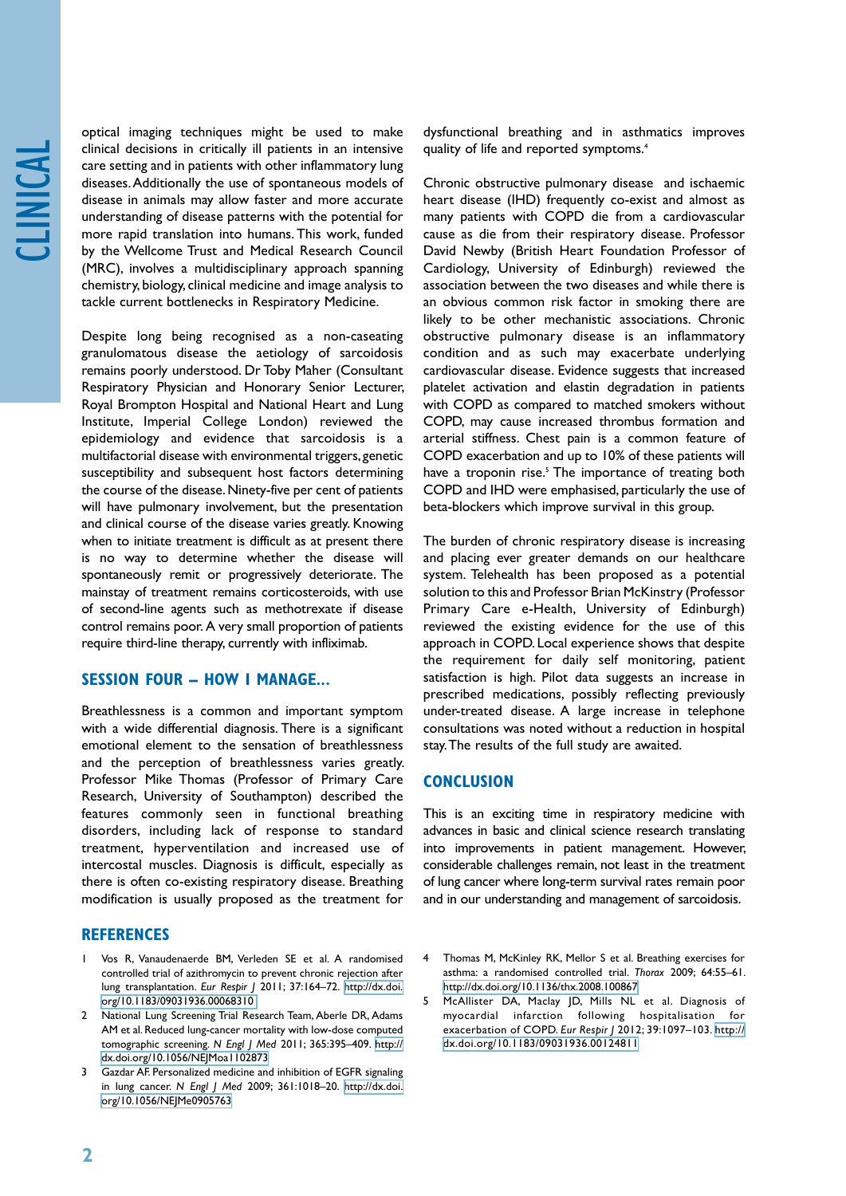optical imaging techniques might be used to make clinical decisions in critically ill patients in an intensive care setting and in patients with other inflammatory lung diseases. Additionally the use of spontaneous models of disease in animals may allow faster and more accurate understanding of disease patterns with the potential for more rapid translation into humans. This work, funded by the Wellcome Trust and Medical Research Council (MRC), involves a multidisciplinary approach spanning chemistry, biology, clinical medicine and image analysis to tackle current bottlenecks in Respiratory Medicine.

Despite long being recognised as a non-caseating granulomatous disease the aetiology of sarcoidosis remains poorly understood. Dr Toby Maher (Consultant Respiratory Physician and Honorary Senior Lecturer, Royal Brompton Hospital and National Heart and Lung Institute, Imperial College London) reviewed the epidemiology and evidence that sarcoidosis is a multifactorial disease with environmental triggers, genetic susceptibility and subsequent host factors determining the course of the disease. Ninety-five per cent of patients will have pulmonary involvement, but the presentation and clinical course of the disease varies greatly. Knowing when to initiate treatment is difficult as at present there is no way to determine whether the disease will spontaneously remit or progressively deteriorate. The mainstay of treatment remains corticosteroids, with use of second-line agents such as methotrexate if disease control remains poor. A very small proportion of patients require third-line therapy, currently with infliximab.

## SESSION FOUR – HOW I MANAGE...

Breathlessness is a common and important symptom with a wide differential diagnosis. There is a significant emotional element to the sensation of breathlessness and the perception of breathlessness varies greatly. Professor Mike Thomas (Professor of Primary Care Research, University of Southampton) described the features commonly seen in functional breathing disorders, including lack of response to standard treatment, hyperventilation and increased use of intercostal muscles. Diagnosis is difficult, especially as there is often co-existing respiratory disease. Breathing modification is usually proposed as the treatment for dysfunctional breathing and in asthmatics improves quality of life and reported symptoms.[4]

Chronic obstructive pulmonary disease and ischaemic heart disease (IHD) frequently co-exist and almost as many patients with COPD die from a cardiovascular cause as die from their respiratory disease. Professor David Newby (British Heart Foundation Professor of Cardiology, University of Edinburgh) reviewed the association between the two diseases and while there is an obvious common risk factor in smoking there are likely to be other mechanistic associations. Chronic obstructive pulmonary disease is an inflammatory condition and as such may exacerbate underlying cardiovascular disease. Evidence suggests that increased platelet activation and elastin degradation in patients with COPD as compared to matched smokers without COPD, may cause increased thrombus formation and arterial stiffness. Chest pain is a common feature of COPD exacerbation and up to 10% of these patients will have a troponin rise.[5] The importance of treating both COPD and IHD were emphasised, particularly the use of beta-blockers which improve survival in this group.

The burden of chronic respiratory disease is increasing and placing ever greater demands on our healthcare system. Telehealth has been proposed as a potential solution to this and Professor Brian McKinstry (Professor Primary Care e-Health, University of Edinburgh) reviewed the existing evidence for the use of this approach in COPD. Local experience shows that despite the requirement for daily self monitoring, patient satisfaction is high. Pilot data suggests an increase in prescribed medications, possibly reflecting previously under-treated disease. A large increase in telephone consultations was noted without a reduction in hospital stay. The results of the full study are awaited.

## CONCLUSION

This is an exciting time in respiratory medicine with advances in basic and clinical science research translating into improvements in patient management. However, considerable challenges remain, not least in the treatment of lung cancer where long-term survival rates remain poor and in our understanding and management of sarcoidosis.

## REFERENCES

1. Vos R, Vanaudenaerde BM, Verleden SE et al. A randomised controlled trial of azithromycin to prevent chronic rejection after lung transplantation. *Eur Respir J* 2011; 37:164–72. http://dx.doi.org/10.1183/09031936.00068310
2. National Lung Screening Trial Research Team, Aberle DR, Adams AM et al. Reduced lung-cancer mortality with low-dose computed tomographic screening. *N Engl J Med* 2011; 365:395–409. http://dx.doi.org/10.1056/NEJMoa1102873
3. Gazdar AF. Personalized medicine and inhibition of EGFR signaling in lung cancer. *N Engl J Med* 2009; 361:1018–20. http://dx.doi.org/10.1056/NEJMe0905763
4. Thomas M, McKinley RK, Mellor S et al. Breathing exercises for asthma: a randomised controlled trial. *Thorax* 2009; 64:55–61. http://dx.doi.org/10.1136/thx.2008.100867
5. McAllister DA, Maclay JD, Mills NL et al. Diagnosis of myocardial infarction following hospitalisation for exacerbation of COPD. *Eur Respir J* 2012; 39:1097–103. http://dx.doi.org/10.1183/09031936.00124811